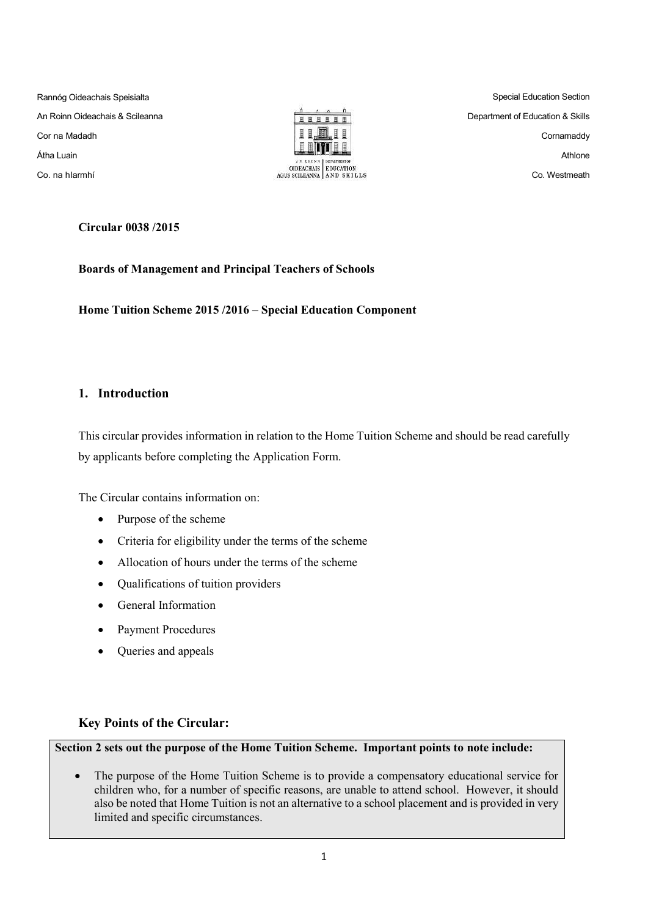Rannóg Oideachais Speisialta
An Roinn Oideachais & Scileanna
Cor na Madadh
Átha Luain
Co. na hIarmhí

Special Education Section
Department of Education & Skills
Cornamaddy
Athlone
Co. Westmeath

**Circular 0038 /2015**

**Boards of Management and Principal Teachers of Schools**

**Home Tuition Scheme 2015 /2016 – Special Education Component**

## 1. Introduction

This circular provides information in relation to the Home Tuition Scheme and should be read carefully by applicants before completing the Application Form.

The Circular contains information on:

- Purpose of the scheme
- Criteria for eligibility under the terms of the scheme
- Allocation of hours under the terms of the scheme
- Qualifications of tuition providers
- General Information
- Payment Procedures
- Queries and appeals

### Key Points of the Circular:

**Section 2 sets out the purpose of the Home Tuition Scheme. Important points to note include:**

- The purpose of the Home Tuition Scheme is to provide a compensatory educational service for children who, for a number of specific reasons, are unable to attend school. However, it should also be noted that Home Tuition is not an alternative to a school placement and is provided in very limited and specific circumstances.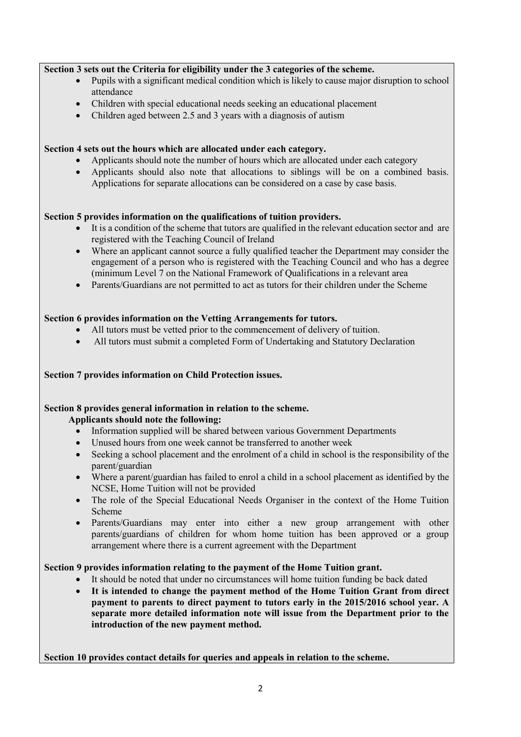**Section 3 sets out the Criteria for eligibility under the 3 categories of the scheme.**

- Pupils with a significant medical condition which is likely to cause major disruption to school attendance
- Children with special educational needs seeking an educational placement
- Children aged between 2.5 and 3 years with a diagnosis of autism

**Section 4 sets out the hours which are allocated under each category.**

- Applicants should note the number of hours which are allocated under each category
- Applicants should also note that allocations to siblings will be on a combined basis. Applications for separate allocations can be considered on a case by case basis.

**Section 5 provides information on the qualifications of tuition providers.**

- It is a condition of the scheme that tutors are qualified in the relevant education sector and are registered with the Teaching Council of Ireland
- Where an applicant cannot source a fully qualified teacher the Department may consider the engagement of a person who is registered with the Teaching Council and who has a degree (minimum Level 7 on the National Framework of Qualifications in a relevant area
- Parents/Guardians are not permitted to act as tutors for their children under the Scheme

**Section 6 provides information on the Vetting Arrangements for tutors.**

- All tutors must be vetted prior to the commencement of delivery of tuition.
- All tutors must submit a completed Form of Undertaking and Statutory Declaration

**Section 7 provides information on Child Protection issues.**

**Section 8 provides general information in relation to the scheme.**

**Applicants should note the following:**

- Information supplied will be shared between various Government Departments
- Unused hours from one week cannot be transferred to another week
- Seeking a school placement and the enrolment of a child in school is the responsibility of the parent/guardian
- Where a parent/guardian has failed to enrol a child in a school placement as identified by the NCSE, Home Tuition will not be provided
- The role of the Special Educational Needs Organiser in the context of the Home Tuition Scheme
- Parents/Guardians may enter into either a new group arrangement with other parents/guardians of children for whom home tuition has been approved or a group arrangement where there is a current agreement with the Department

**Section 9 provides information relating to the payment of the Home Tuition grant.**

- It should be noted that under no circumstances will home tuition funding be back dated
- **It is intended to change the payment method of the Home Tuition Grant from direct payment to parents to direct payment to tutors early in the 2015/2016 school year. A separate more detailed information note will issue from the Department prior to the introduction of the new payment method.**

**Section 10 provides contact details for queries and appeals in relation to the scheme.**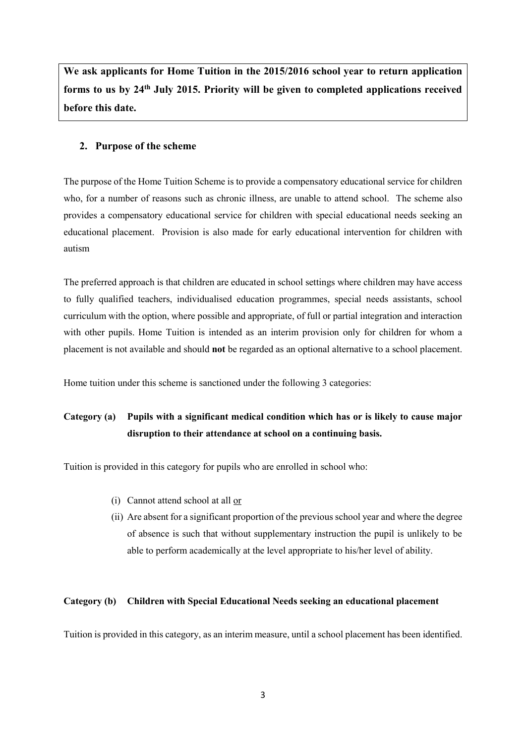**We ask applicants for Home Tuition in the 2015/2016 school year to return application forms to us by 24th July 2015. Priority will be given to completed applications received before this date.**

## 2. Purpose of the scheme

The purpose of the Home Tuition Scheme is to provide a compensatory educational service for children who, for a number of reasons such as chronic illness, are unable to attend school. The scheme also provides a compensatory educational service for children with special educational needs seeking an educational placement. Provision is also made for early educational intervention for children with autism

The preferred approach is that children are educated in school settings where children may have access to fully qualified teachers, individualised education programmes, special needs assistants, school curriculum with the option, where possible and appropriate, of full or partial integration and interaction with other pupils. Home Tuition is intended as an interim provision only for children for whom a placement is not available and should **not** be regarded as an optional alternative to a school placement.

Home tuition under this scheme is sanctioned under the following 3 categories:

**Category (a) Pupils with a significant medical condition which has or is likely to cause major disruption to their attendance at school on a continuing basis.**

Tuition is provided in this category for pupils who are enrolled in school who:

(i) Cannot attend school at all <u>or</u>
(ii) Are absent for a significant proportion of the previous school year and where the degree of absence is such that without supplementary instruction the pupil is unlikely to be able to perform academically at the level appropriate to his/her level of ability.

**Category (b) Children with Special Educational Needs seeking an educational placement**

Tuition is provided in this category, as an interim measure, until a school placement has been identified.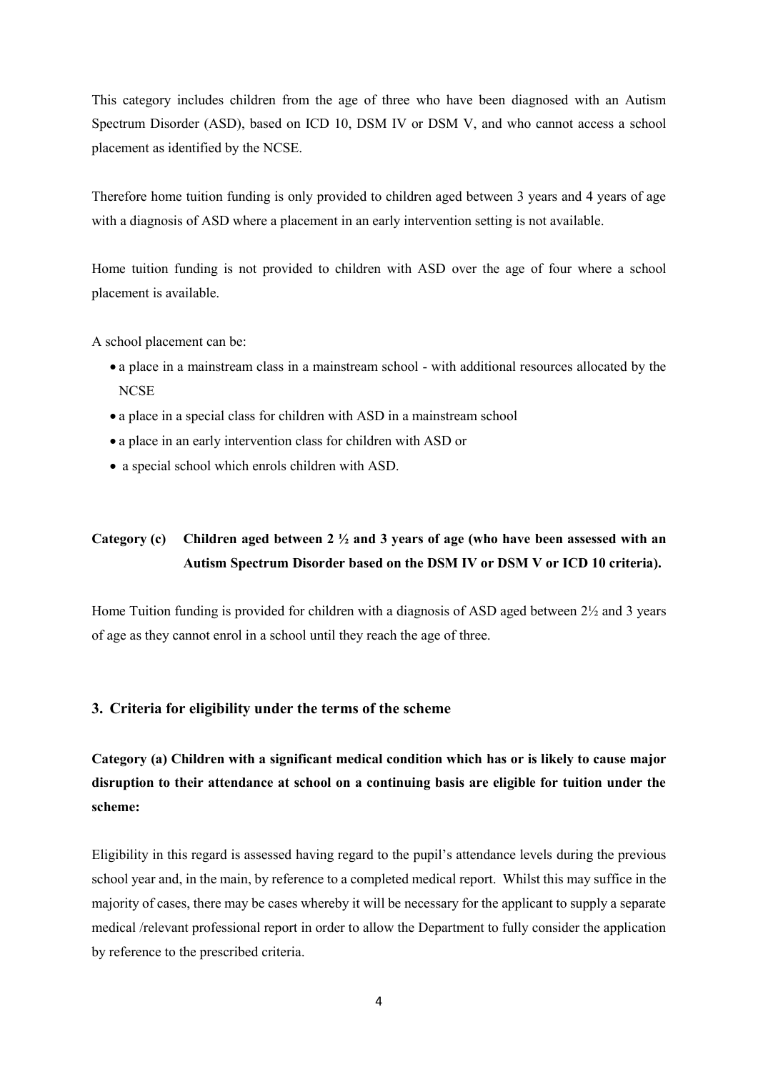This category includes children from the age of three who have been diagnosed with an Autism Spectrum Disorder (ASD), based on ICD 10, DSM IV or DSM V, and who cannot access a school placement as identified by the NCSE.

Therefore home tuition funding is only provided to children aged between 3 years and 4 years of age with a diagnosis of ASD where a placement in an early intervention setting is not available.

Home tuition funding is not provided to children with ASD over the age of four where a school placement is available.

A school placement can be:

- a place in a mainstream class in a mainstream school - with additional resources allocated by the NCSE
- a place in a special class for children with ASD in a mainstream school
- a place in an early intervention class for children with ASD or
- a special school which enrols children with ASD.

**Category (c) Children aged between 2 ½ and 3 years of age (who have been assessed with an Autism Spectrum Disorder based on the DSM IV or DSM V or ICD 10 criteria).**

Home Tuition funding is provided for children with a diagnosis of ASD aged between 2½ and 3 years of age as they cannot enrol in a school until they reach the age of three.

## 3. Criteria for eligibility under the terms of the scheme

**Category (a) Children with a significant medical condition which has or is likely to cause major disruption to their attendance at school on a continuing basis are eligible for tuition under the scheme:**

Eligibility in this regard is assessed having regard to the pupil's attendance levels during the previous school year and, in the main, by reference to a completed medical report. Whilst this may suffice in the majority of cases, there may be cases whereby it will be necessary for the applicant to supply a separate medical /relevant professional report in order to allow the Department to fully consider the application by reference to the prescribed criteria.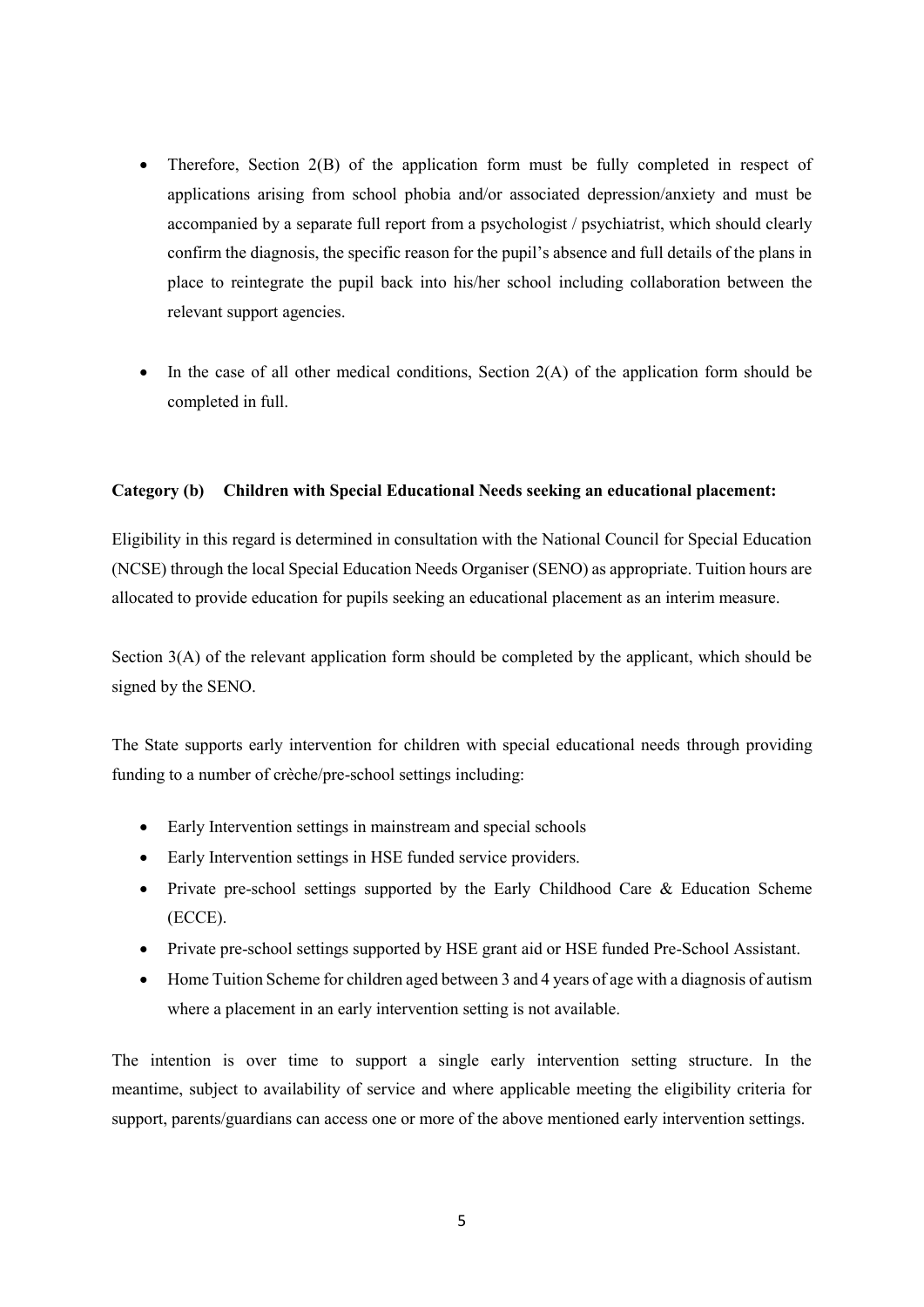- Therefore, Section 2(B) of the application form must be fully completed in respect of applications arising from school phobia and/or associated depression/anxiety and must be accompanied by a separate full report from a psychologist / psychiatrist, which should clearly confirm the diagnosis, the specific reason for the pupil's absence and full details of the plans in place to reintegrate the pupil back into his/her school including collaboration between the relevant support agencies.

- In the case of all other medical conditions, Section 2(A) of the application form should be completed in full.

**Category (b) Children with Special Educational Needs seeking an educational placement:**

Eligibility in this regard is determined in consultation with the National Council for Special Education (NCSE) through the local Special Education Needs Organiser (SENO) as appropriate. Tuition hours are allocated to provide education for pupils seeking an educational placement as an interim measure.

Section 3(A) of the relevant application form should be completed by the applicant, which should be signed by the SENO.

The State supports early intervention for children with special educational needs through providing funding to a number of crèche/pre-school settings including:

- Early Intervention settings in mainstream and special schools
- Early Intervention settings in HSE funded service providers.
- Private pre-school settings supported by the Early Childhood Care & Education Scheme (ECCE).
- Private pre-school settings supported by HSE grant aid or HSE funded Pre-School Assistant.
- Home Tuition Scheme for children aged between 3 and 4 years of age with a diagnosis of autism where a placement in an early intervention setting is not available.

The intention is over time to support a single early intervention setting structure. In the meantime, subject to availability of service and where applicable meeting the eligibility criteria for support, parents/guardians can access one or more of the above mentioned early intervention settings.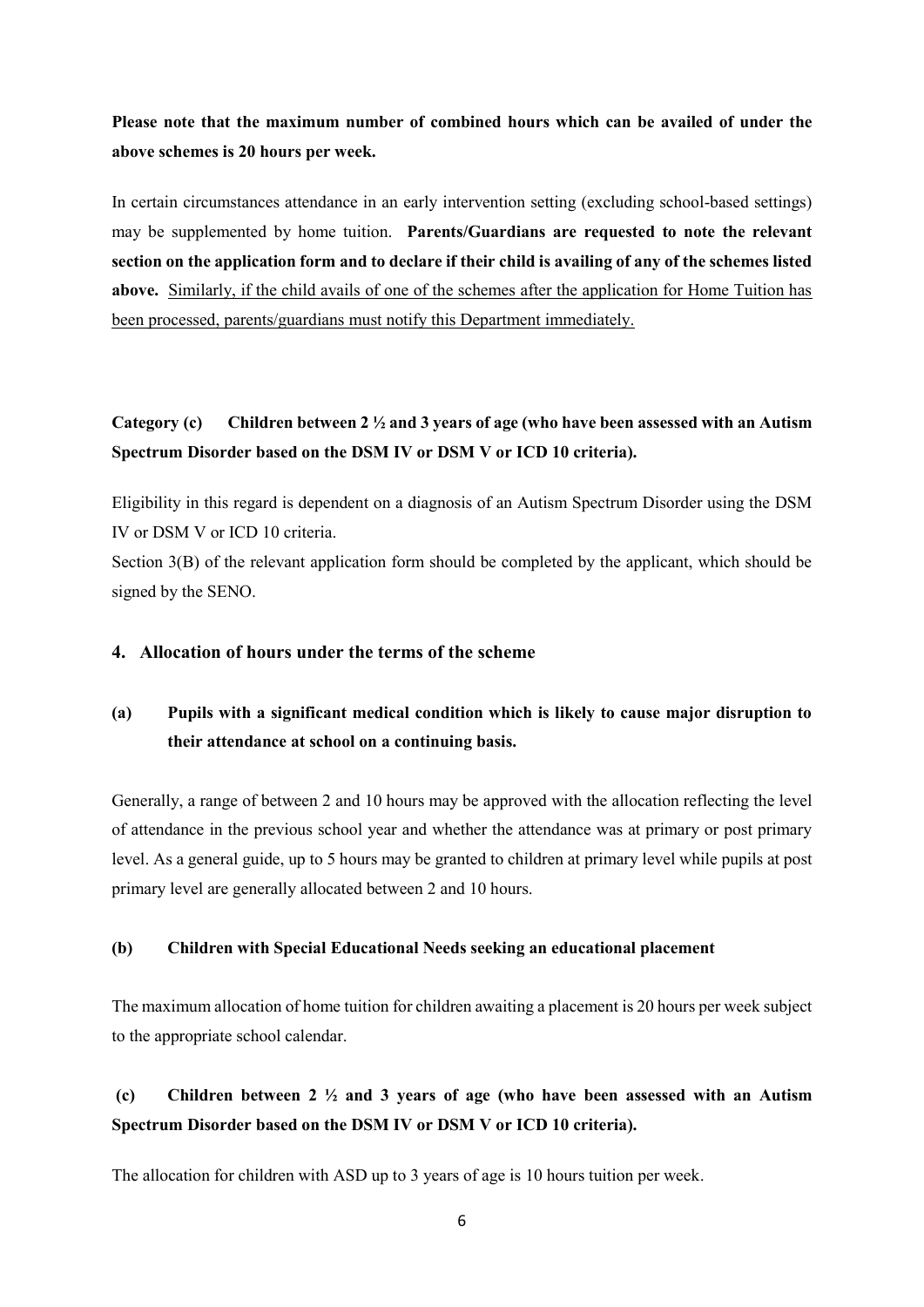**Please note that the maximum number of combined hours which can be availed of under the above schemes is 20 hours per week.**

In certain circumstances attendance in an early intervention setting (excluding school-based settings) may be supplemented by home tuition. **Parents/Guardians are requested to note the relevant section on the application form and to declare if their child is availing of any of the schemes listed above.** <u>Similarly, if the child avails of one of the schemes after the application for Home Tuition has been processed, parents/guardians must notify this Department immediately.</u>

**Category (c) Children between 2 ½ and 3 years of age (who have been assessed with an Autism Spectrum Disorder based on the DSM IV or DSM V or ICD 10 criteria).**

Eligibility in this regard is dependent on a diagnosis of an Autism Spectrum Disorder using the DSM IV or DSM V or ICD 10 criteria.

Section 3(B) of the relevant application form should be completed by the applicant, which should be signed by the SENO.

## 4. Allocation of hours under the terms of the scheme

### (a) Pupils with a significant medical condition which is likely to cause major disruption to their attendance at school on a continuing basis.

Generally, a range of between 2 and 10 hours may be approved with the allocation reflecting the level of attendance in the previous school year and whether the attendance was at primary or post primary level. As a general guide, up to 5 hours may be granted to children at primary level while pupils at post primary level are generally allocated between 2 and 10 hours.

### (b) Children with Special Educational Needs seeking an educational placement

The maximum allocation of home tuition for children awaiting a placement is 20 hours per week subject to the appropriate school calendar.

### (c) Children between 2 ½ and 3 years of age (who have been assessed with an Autism Spectrum Disorder based on the DSM IV or DSM V or ICD 10 criteria).

The allocation for children with ASD up to 3 years of age is 10 hours tuition per week.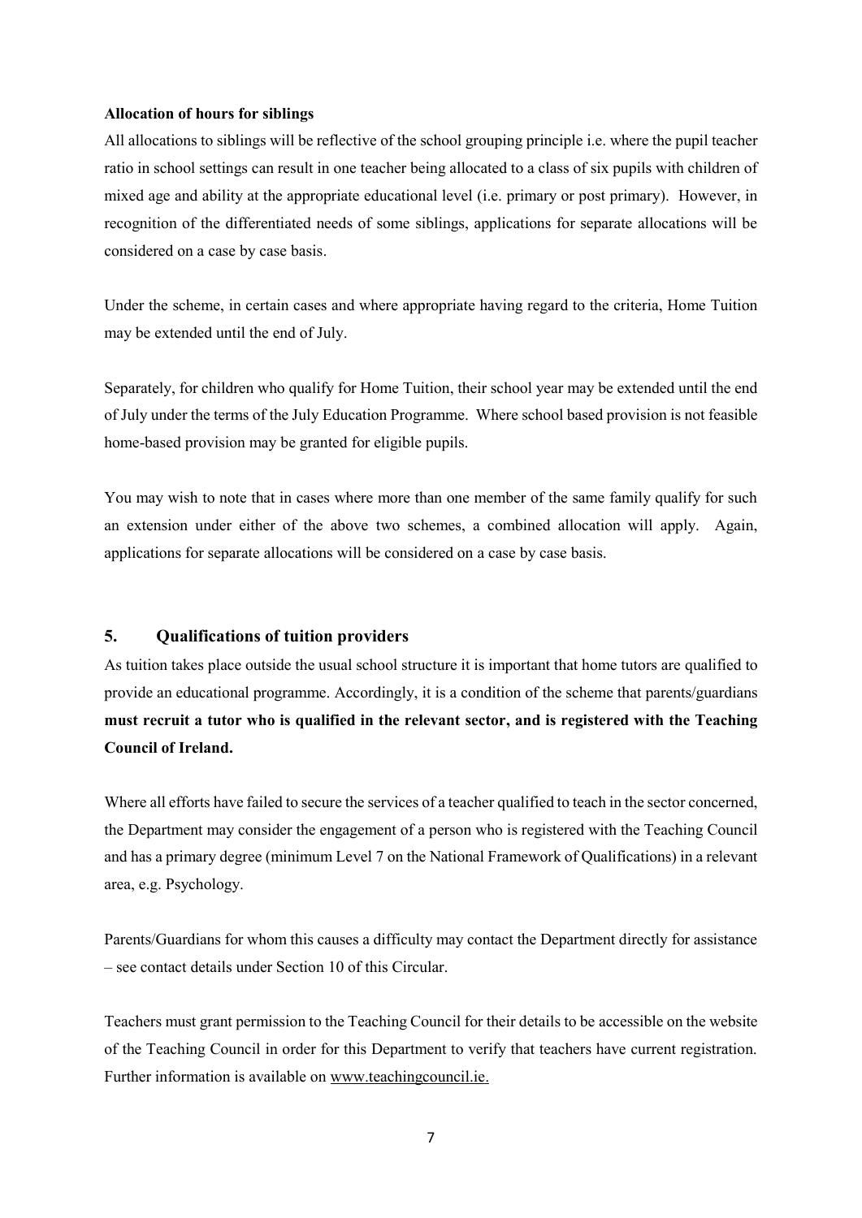**Allocation of hours for siblings**

All allocations to siblings will be reflective of the school grouping principle i.e. where the pupil teacher ratio in school settings can result in one teacher being allocated to a class of six pupils with children of mixed age and ability at the appropriate educational level (i.e. primary or post primary). However, in recognition of the differentiated needs of some siblings, applications for separate allocations will be considered on a case by case basis.

Under the scheme, in certain cases and where appropriate having regard to the criteria, Home Tuition may be extended until the end of July.

Separately, for children who qualify for Home Tuition, their school year may be extended until the end of July under the terms of the July Education Programme. Where school based provision is not feasible home-based provision may be granted for eligible pupils.

You may wish to note that in cases where more than one member of the same family qualify for such an extension under either of the above two schemes, a combined allocation will apply. Again, applications for separate allocations will be considered on a case by case basis.

## 5. Qualifications of tuition providers

As tuition takes place outside the usual school structure it is important that home tutors are qualified to provide an educational programme. Accordingly, it is a condition of the scheme that parents/guardians **must recruit a tutor who is qualified in the relevant sector, and is registered with the Teaching Council of Ireland.**

Where all efforts have failed to secure the services of a teacher qualified to teach in the sector concerned, the Department may consider the engagement of a person who is registered with the Teaching Council and has a primary degree (minimum Level 7 on the National Framework of Qualifications) in a relevant area, e.g. Psychology.

Parents/Guardians for whom this causes a difficulty may contact the Department directly for assistance – see contact details under Section 10 of this Circular.

Teachers must grant permission to the Teaching Council for their details to be accessible on the website of the Teaching Council in order for this Department to verify that teachers have current registration. Further information is available on www.teachingcouncil.ie.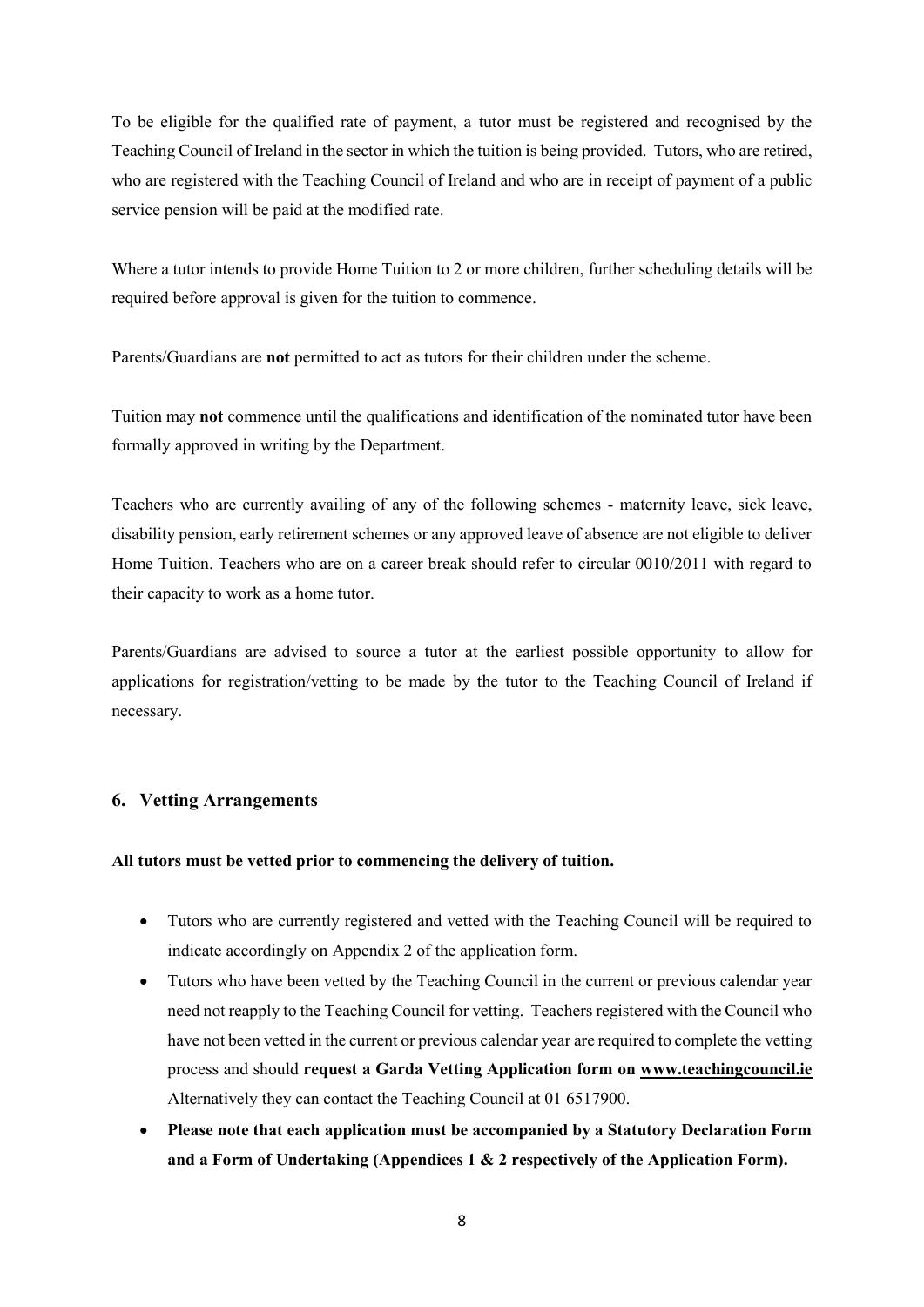To be eligible for the qualified rate of payment, a tutor must be registered and recognised by the Teaching Council of Ireland in the sector in which the tuition is being provided. Tutors, who are retired, who are registered with the Teaching Council of Ireland and who are in receipt of payment of a public service pension will be paid at the modified rate.

Where a tutor intends to provide Home Tuition to 2 or more children, further scheduling details will be required before approval is given for the tuition to commence.

Parents/Guardians are **not** permitted to act as tutors for their children under the scheme.

Tuition may **not** commence until the qualifications and identification of the nominated tutor have been formally approved in writing by the Department.

Teachers who are currently availing of any of the following schemes - maternity leave, sick leave, disability pension, early retirement schemes or any approved leave of absence are not eligible to deliver Home Tuition. Teachers who are on a career break should refer to circular 0010/2011 with regard to their capacity to work as a home tutor.

Parents/Guardians are advised to source a tutor at the earliest possible opportunity to allow for applications for registration/vetting to be made by the tutor to the Teaching Council of Ireland if necessary.

## 6. Vetting Arrangements

**All tutors must be vetted prior to commencing the delivery of tuition.**

- Tutors who are currently registered and vetted with the Teaching Council will be required to indicate accordingly on Appendix 2 of the application form.
- Tutors who have been vetted by the Teaching Council in the current or previous calendar year need not reapply to the Teaching Council for vetting. Teachers registered with the Council who have not been vetted in the current or previous calendar year are required to complete the vetting process and should **request a Garda Vetting Application form on [www.teachingcouncil.ie](http://www.teachingcouncil.ie)** Alternatively they can contact the Teaching Council at 01 6517900.
- **Please note that each application must be accompanied by a Statutory Declaration Form and a Form of Undertaking (Appendices 1 & 2 respectively of the Application Form).**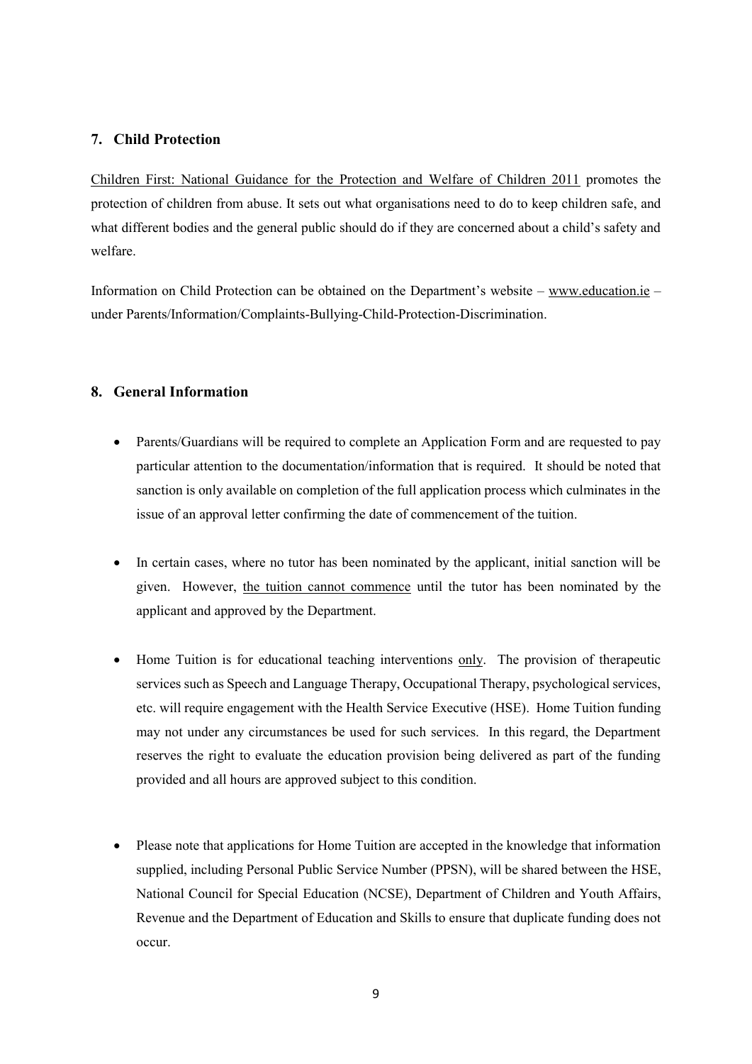## 7. Child Protection

Children First: National Guidance for the Protection and Welfare of Children 2011 promotes the protection of children from abuse. It sets out what organisations need to do to keep children safe, and what different bodies and the general public should do if they are concerned about a child's safety and welfare.

Information on Child Protection can be obtained on the Department's website – www.education.ie – under Parents/Information/Complaints-Bullying-Child-Protection-Discrimination.

## 8. General Information

- Parents/Guardians will be required to complete an Application Form and are requested to pay particular attention to the documentation/information that is required. It should be noted that sanction is only available on completion of the full application process which culminates in the issue of an approval letter confirming the date of commencement of the tuition.

- In certain cases, where no tutor has been nominated by the applicant, initial sanction will be given. However, the tuition cannot commence until the tutor has been nominated by the applicant and approved by the Department.

- Home Tuition is for educational teaching interventions only. The provision of therapeutic services such as Speech and Language Therapy, Occupational Therapy, psychological services, etc. will require engagement with the Health Service Executive (HSE). Home Tuition funding may not under any circumstances be used for such services. In this regard, the Department reserves the right to evaluate the education provision being delivered as part of the funding provided and all hours are approved subject to this condition.

- Please note that applications for Home Tuition are accepted in the knowledge that information supplied, including Personal Public Service Number (PPSN), will be shared between the HSE, National Council for Special Education (NCSE), Department of Children and Youth Affairs, Revenue and the Department of Education and Skills to ensure that duplicate funding does not occur.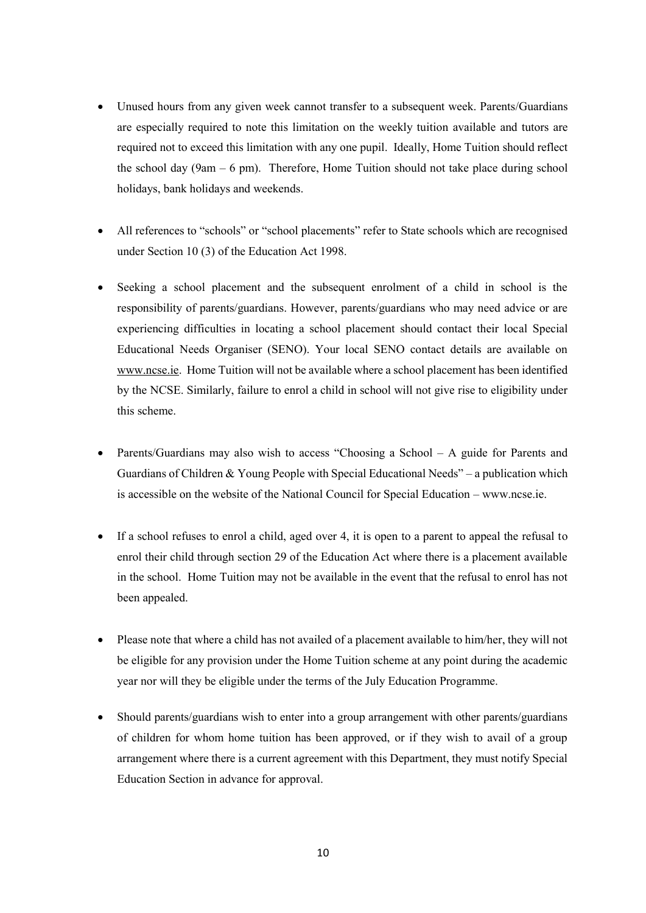- Unused hours from any given week cannot transfer to a subsequent week. Parents/Guardians are especially required to note this limitation on the weekly tuition available and tutors are required not to exceed this limitation with any one pupil. Ideally, Home Tuition should reflect the school day (9am – 6 pm). Therefore, Home Tuition should not take place during school holidays, bank holidays and weekends.

- All references to "schools" or "school placements" refer to State schools which are recognised under Section 10 (3) of the Education Act 1998.

- Seeking a school placement and the subsequent enrolment of a child in school is the responsibility of parents/guardians. However, parents/guardians who may need advice or are experiencing difficulties in locating a school placement should contact their local Special Educational Needs Organiser (SENO). Your local SENO contact details are available on www.ncse.ie. Home Tuition will not be available where a school placement has been identified by the NCSE. Similarly, failure to enrol a child in school will not give rise to eligibility under this scheme.

- Parents/Guardians may also wish to access "Choosing a School – A guide for Parents and Guardians of Children & Young People with Special Educational Needs" – a publication which is accessible on the website of the National Council for Special Education – www.ncse.ie.

- If a school refuses to enrol a child, aged over 4, it is open to a parent to appeal the refusal to enrol their child through section 29 of the Education Act where there is a placement available in the school. Home Tuition may not be available in the event that the refusal to enrol has not been appealed.

- Please note that where a child has not availed of a placement available to him/her, they will not be eligible for any provision under the Home Tuition scheme at any point during the academic year nor will they be eligible under the terms of the July Education Programme.

- Should parents/guardians wish to enter into a group arrangement with other parents/guardians of children for whom home tuition has been approved, or if they wish to avail of a group arrangement where there is a current agreement with this Department, they must notify Special Education Section in advance for approval.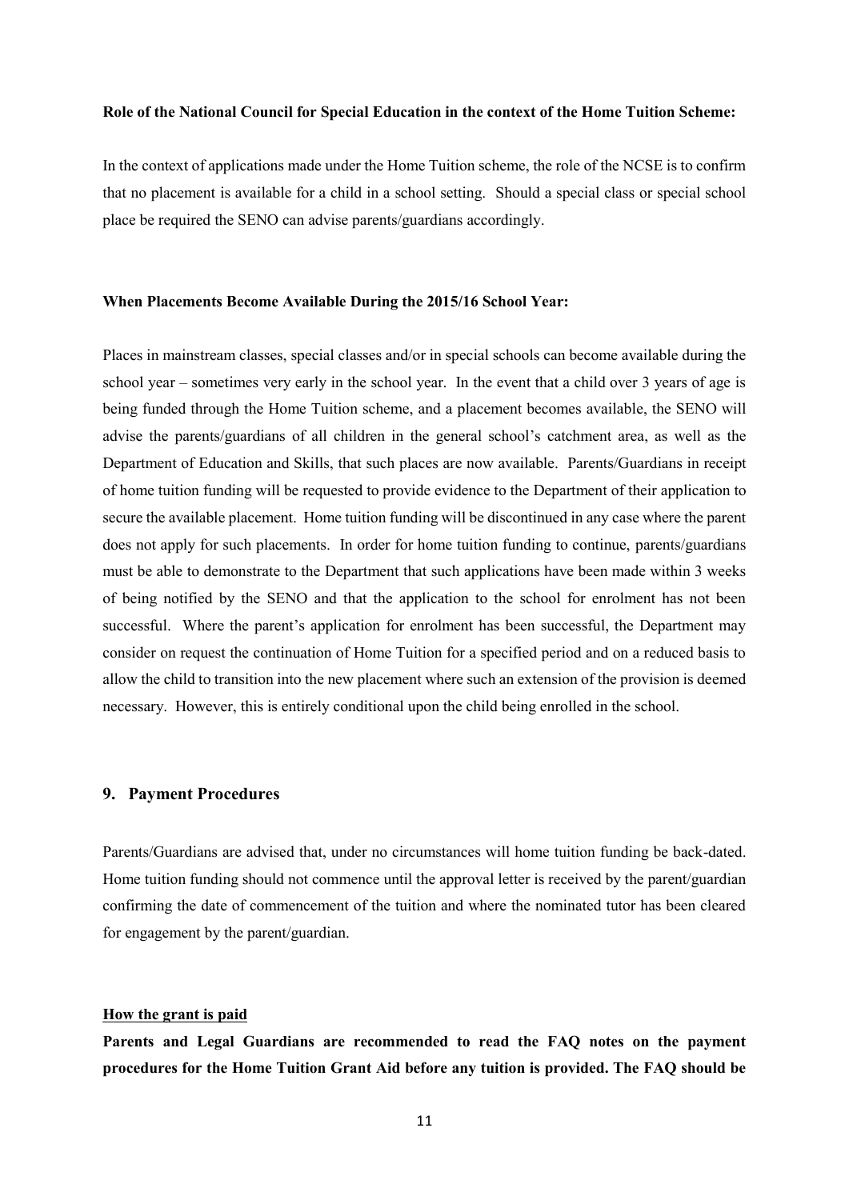**Role of the National Council for Special Education in the context of the Home Tuition Scheme:**

In the context of applications made under the Home Tuition scheme, the role of the NCSE is to confirm that no placement is available for a child in a school setting. Should a special class or special school place be required the SENO can advise parents/guardians accordingly.

**When Placements Become Available During the 2015/16 School Year:**

Places in mainstream classes, special classes and/or in special schools can become available during the school year – sometimes very early in the school year. In the event that a child over 3 years of age is being funded through the Home Tuition scheme, and a placement becomes available, the SENO will advise the parents/guardians of all children in the general school's catchment area, as well as the Department of Education and Skills, that such places are now available. Parents/Guardians in receipt of home tuition funding will be requested to provide evidence to the Department of their application to secure the available placement. Home tuition funding will be discontinued in any case where the parent does not apply for such placements. In order for home tuition funding to continue, parents/guardians must be able to demonstrate to the Department that such applications have been made within 3 weeks of being notified by the SENO and that the application to the school for enrolment has not been successful. Where the parent's application for enrolment has been successful, the Department may consider on request the continuation of Home Tuition for a specified period and on a reduced basis to allow the child to transition into the new placement where such an extension of the provision is deemed necessary. However, this is entirely conditional upon the child being enrolled in the school.

## 9. Payment Procedures

Parents/Guardians are advised that, under no circumstances will home tuition funding be back-dated. Home tuition funding should not commence until the approval letter is received by the parent/guardian confirming the date of commencement of the tuition and where the nominated tutor has been cleared for engagement by the parent/guardian.

**How the grant is paid**

**Parents and Legal Guardians are recommended to read the FAQ notes on the payment procedures for the Home Tuition Grant Aid before any tuition is provided. The FAQ should be**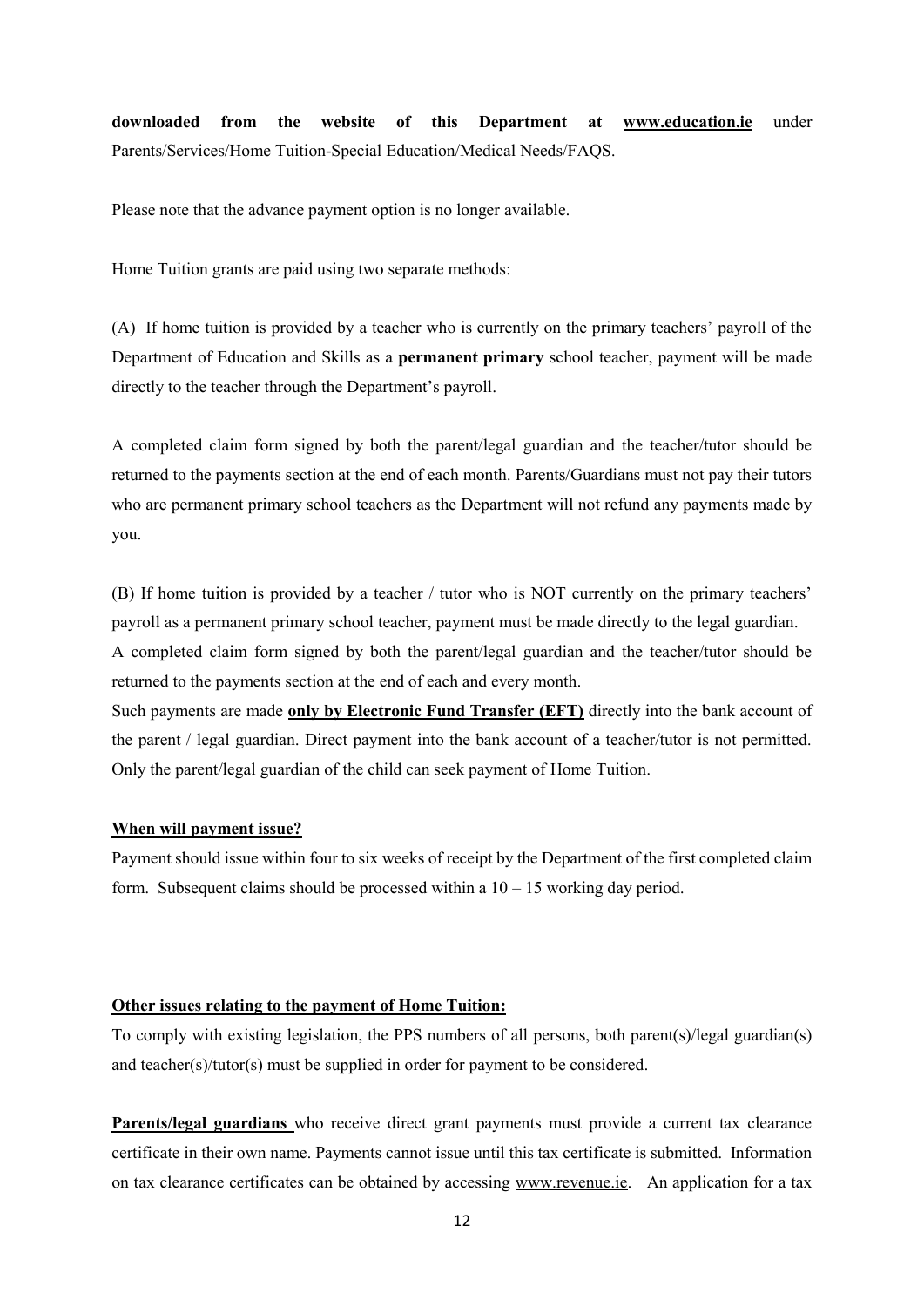**downloaded from the website of this Department at [www.education.ie](http://www.education.ie)** under Parents/Services/Home Tuition-Special Education/Medical Needs/FAQS.

Please note that the advance payment option is no longer available.

Home Tuition grants are paid using two separate methods:

(A) If home tuition is provided by a teacher who is currently on the primary teachers' payroll of the Department of Education and Skills as a **permanent primary** school teacher, payment will be made directly to the teacher through the Department's payroll.

A completed claim form signed by both the parent/legal guardian and the teacher/tutor should be returned to the payments section at the end of each month. Parents/Guardians must not pay their tutors who are permanent primary school teachers as the Department will not refund any payments made by you.

(B) If home tuition is provided by a teacher / tutor who is NOT currently on the primary teachers' payroll as a permanent primary school teacher, payment must be made directly to the legal guardian.
A completed claim form signed by both the parent/legal guardian and the teacher/tutor should be returned to the payments section at the end of each and every month.
Such payments are made **only by Electronic Fund Transfer (EFT)** directly into the bank account of the parent / legal guardian. Direct payment into the bank account of a teacher/tutor is not permitted. Only the parent/legal guardian of the child can seek payment of Home Tuition.

**When will payment issue?**

Payment should issue within four to six weeks of receipt by the Department of the first completed claim form. Subsequent claims should be processed within a 10 – 15 working day period.

**Other issues relating to the payment of Home Tuition:**

To comply with existing legislation, the PPS numbers of all persons, both parent(s)/legal guardian(s) and teacher(s)/tutor(s) must be supplied in order for payment to be considered.

**Parents/legal guardians** who receive direct grant payments must provide a current tax clearance certificate in their own name. Payments cannot issue until this tax certificate is submitted. Information on tax clearance certificates can be obtained by accessing [www.revenue.ie](http://www.revenue.ie). An application for a tax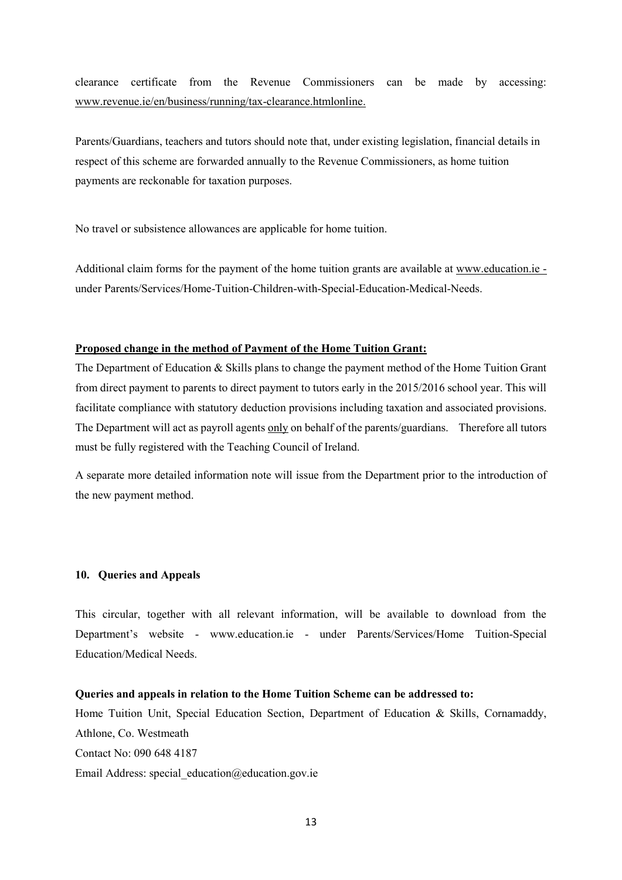clearance certificate from the Revenue Commissioners can be made by accessing: www.revenue.ie/en/business/running/tax-clearance.htmlonline.

Parents/Guardians, teachers and tutors should note that, under existing legislation, financial details in respect of this scheme are forwarded annually to the Revenue Commissioners, as home tuition payments are reckonable for taxation purposes.

No travel or subsistence allowances are applicable for home tuition.

Additional claim forms for the payment of the home tuition grants are available at www.education.ie - under Parents/Services/Home-Tuition-Children-with-Special-Education-Medical-Needs.

**Proposed change in the method of Payment of the Home Tuition Grant:**

The Department of Education & Skills plans to change the payment method of the Home Tuition Grant from direct payment to parents to direct payment to tutors early in the 2015/2016 school year. This will facilitate compliance with statutory deduction provisions including taxation and associated provisions. The Department will act as payroll agents only on behalf of the parents/guardians. Therefore all tutors must be fully registered with the Teaching Council of Ireland.

A separate more detailed information note will issue from the Department prior to the introduction of the new payment method.

## 10. Queries and Appeals

This circular, together with all relevant information, will be available to download from the Department's website - www.education.ie - under Parents/Services/Home Tuition-Special Education/Medical Needs.

**Queries and appeals in relation to the Home Tuition Scheme can be addressed to:**

Home Tuition Unit, Special Education Section, Department of Education & Skills, Cornamaddy, Athlone, Co. Westmeath

Contact No: 090 648 4187

Email Address: special_education@education.gov.ie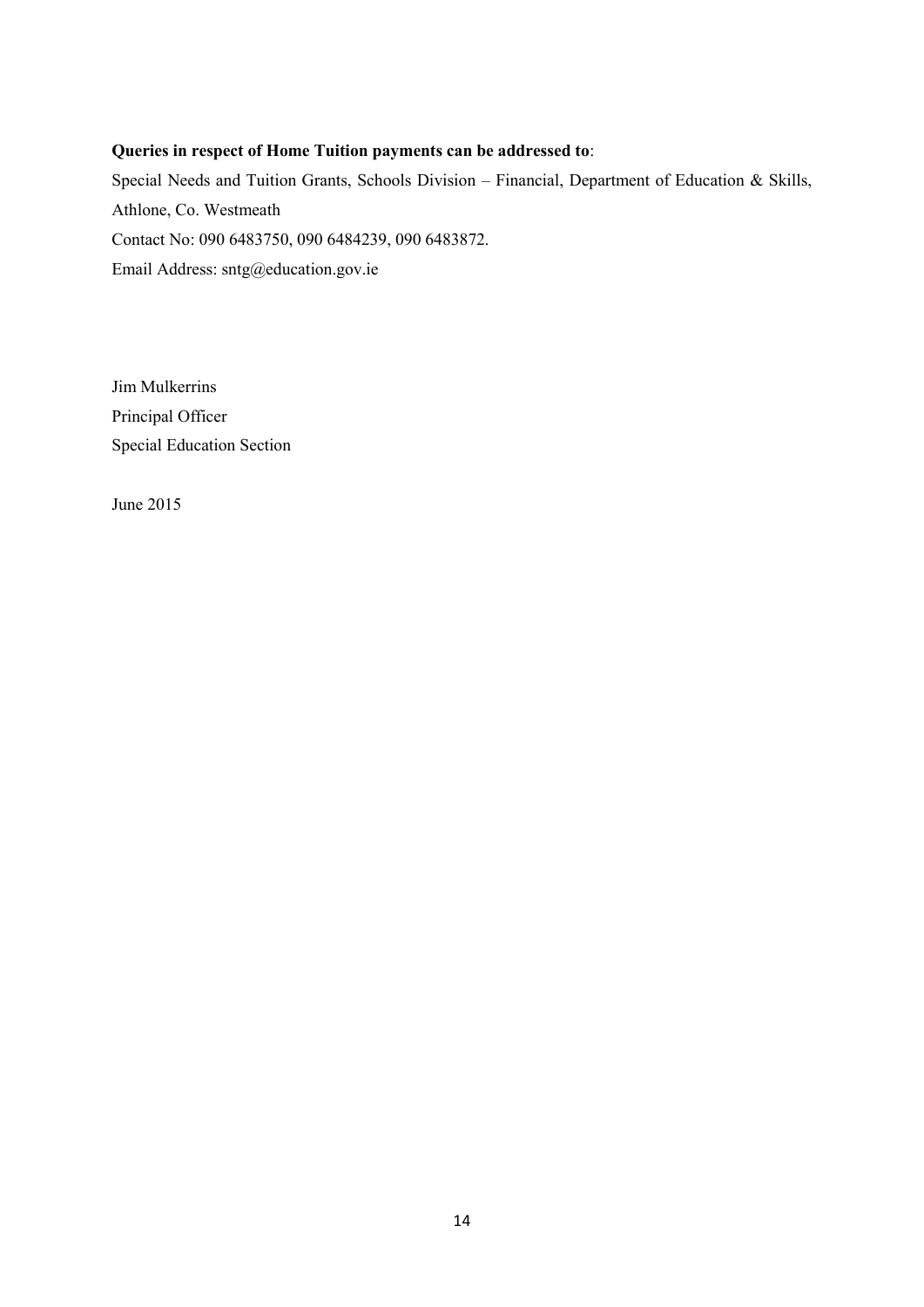**Queries in respect of Home Tuition payments can be addressed to**:

Special Needs and Tuition Grants, Schools Division – Financial, Department of Education & Skills, Athlone, Co. Westmeath

Contact No: 090 6483750, 090 6484239, 090 6483872.

Email Address: sntg@education.gov.ie

Jim Mulkerrins
Principal Officer
Special Education Section

June 2015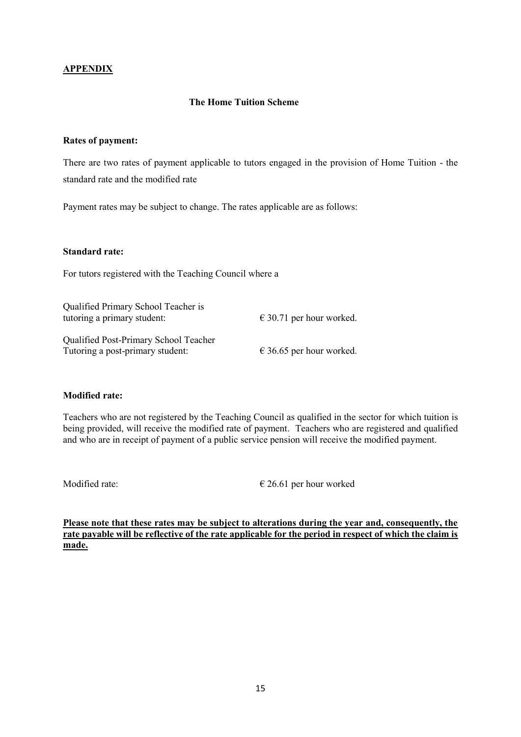**APPENDIX**

## The Home Tuition Scheme

**Rates of payment:**

There are two rates of payment applicable to tutors engaged in the provision of Home Tuition - the standard rate and the modified rate

Payment rates may be subject to change. The rates applicable are as follows:

**Standard rate:**

For tutors registered with the Teaching Council where a

| | |
|---|---|
| Qualified Primary School Teacher is tutoring a primary student: | € 30.71 per hour worked. |
| Qualified Post-Primary School Teacher Tutoring a post-primary student: | € 36.65 per hour worked. |

**Modified rate:**

Teachers who are not registered by the Teaching Council as qualified in the sector for which tuition is being provided, will receive the modified rate of payment. Teachers who are registered and qualified and who are in receipt of payment of a public service pension will receive the modified payment.

| | |
|---|---|
| Modified rate: | € 26.61 per hour worked |

**Please note that these rates may be subject to alterations during the year and, consequently, the rate payable will be reflective of the rate applicable for the period in respect of which the claim is made.**